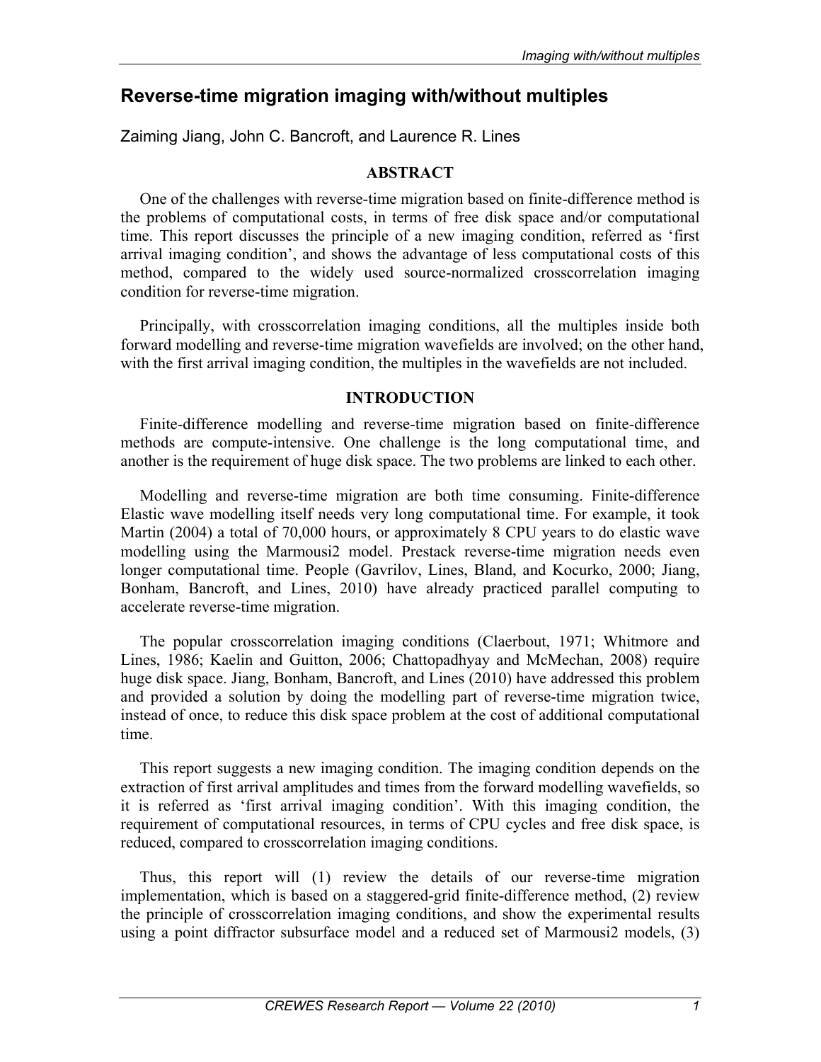# Reverse-time migration imaging with/without multiples

Zaiming Jiang, John C. Bancroft, and Laurence R. Lines

## ABSTRACT

One of the challenges with reverse-time migration based on finite-difference method is the problems of computational costs, in terms of free disk space and/or computational time. This report discusses the principle of a new imaging condition, referred as 'first arrival imaging condition', and shows the advantage of less computational costs of this method, compared to the widely used source-normalized crosscorrelation imaging condition for reverse-time migration.

Principally, with crosscorrelation imaging conditions, all the multiples inside both forward modelling and reverse-time migration wavefields are involved; on the other hand, with the first arrival imaging condition, the multiples in the wavefields are not included.

## INTRODUCTION

Finite-difference modelling and reverse-time migration based on finite-difference methods are compute-intensive. One challenge is the long computational time, and another is the requirement of huge disk space. The two problems are linked to each other.

Modelling and reverse-time migration are both time consuming. Finite-difference Elastic wave modelling itself needs very long computational time. For example, it took Martin (2004) a total of 70,000 hours, or approximately 8 CPU years to do elastic wave modelling using the Marmousi2 model. Prestack reverse-time migration needs even longer computational time. People (Gavrilov, Lines, Bland, and Kocurko, 2000; Jiang, Bonham, Bancroft, and Lines, 2010) have already practiced parallel computing to accelerate reverse-time migration.

The popular crosscorrelation imaging conditions (Claerbout, 1971; Whitmore and Lines, 1986; Kaelin and Guitton, 2006; Chattopadhyay and McMechan, 2008) require huge disk space. Jiang, Bonham, Bancroft, and Lines (2010) have addressed this problem and provided a solution by doing the modelling part of reverse-time migration twice, instead of once, to reduce this disk space problem at the cost of additional computational time.

This report suggests a new imaging condition. The imaging condition depends on the extraction of first arrival amplitudes and times from the forward modelling wavefields, so it is referred as 'first arrival imaging condition'. With this imaging condition, the requirement of computational resources, in terms of CPU cycles and free disk space, is reduced, compared to crosscorrelation imaging conditions.

Thus, this report will (1) review the details of our reverse-time migration implementation, which is based on a staggered-grid finite-difference method, (2) review the principle of crosscorrelation imaging conditions, and show the experimental results using a point diffractor subsurface model and a reduced set of Marmousi2 models, (3)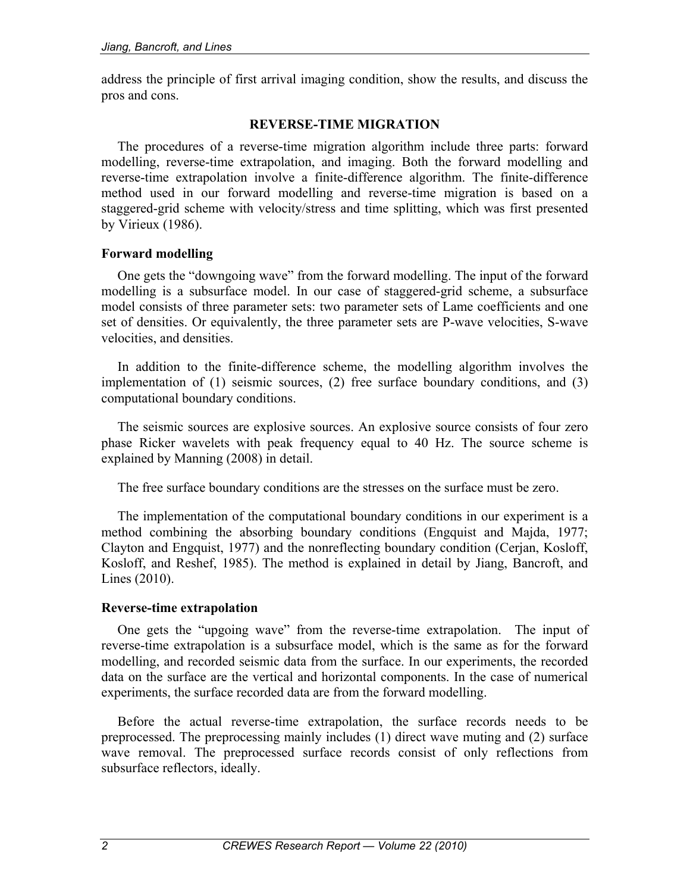address the principle of first arrival imaging condition, show the results, and discuss the pros and cons.

## REVERSE-TIME MIGRATION

The procedures of a reverse-time migration algorithm include three parts: forward modelling, reverse-time extrapolation, and imaging. Both the forward modelling and reverse-time extrapolation involve a finite-difference algorithm. The finite-difference method used in our forward modelling and reverse-time migration is based on a staggered-grid scheme with velocity/stress and time splitting, which was first presented by Virieux (1986).

### Forward modelling

One gets the "downgoing wave" from the forward modelling. The input of the forward modelling is a subsurface model. In our case of staggered-grid scheme, a subsurface model consists of three parameter sets: two parameter sets of Lame coefficients and one set of densities. Or equivalently, the three parameter sets are P-wave velocities, S-wave velocities, and densities.

In addition to the finite-difference scheme, the modelling algorithm involves the implementation of (1) seismic sources, (2) free surface boundary conditions, and (3) computational boundary conditions.

The seismic sources are explosive sources. An explosive source consists of four zero phase Ricker wavelets with peak frequency equal to 40 Hz. The source scheme is explained by Manning (2008) in detail.

The free surface boundary conditions are the stresses on the surface must be zero.

The implementation of the computational boundary conditions in our experiment is a method combining the absorbing boundary conditions (Engquist and Majda, 1977; Clayton and Engquist, 1977) and the nonreflecting boundary condition (Cerjan, Kosloff, Kosloff, and Reshef, 1985). The method is explained in detail by Jiang, Bancroft, and Lines (2010).

### Reverse-time extrapolation

One gets the "upgoing wave" from the reverse-time extrapolation. The input of reverse-time extrapolation is a subsurface model, which is the same as for the forward modelling, and recorded seismic data from the surface. In our experiments, the recorded data on the surface are the vertical and horizontal components. In the case of numerical experiments, the surface recorded data are from the forward modelling.

Before the actual reverse-time extrapolation, the surface records needs to be preprocessed. The preprocessing mainly includes (1) direct wave muting and (2) surface wave removal. The preprocessed surface records consist of only reflections from subsurface reflectors, ideally.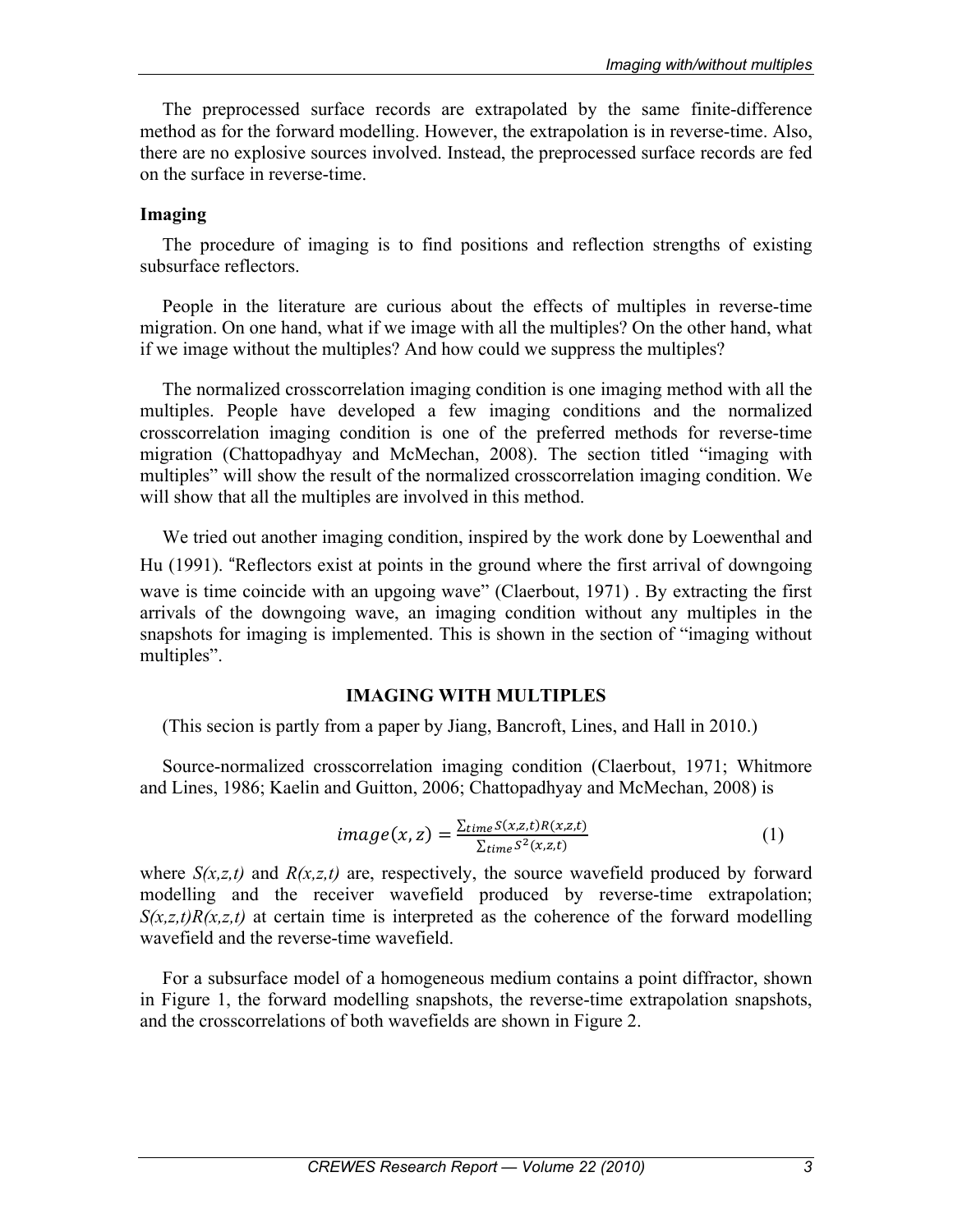The preprocessed surface records are extrapolated by the same finite-difference method as for the forward modelling. However, the extrapolation is in reverse-time. Also, there are no explosive sources involved. Instead, the preprocessed surface records are fed on the surface in reverse-time.

### Imaging

The procedure of imaging is to find positions and reflection strengths of existing subsurface reflectors.

People in the literature are curious about the effects of multiples in reverse-time migration. On one hand, what if we image with all the multiples? On the other hand, what if we image without the multiples? And how could we suppress the multiples?

The normalized crosscorrelation imaging condition is one imaging method with all the multiples. People have developed a few imaging conditions and the normalized crosscorrelation imaging condition is one of the preferred methods for reverse-time migration (Chattopadhyay and McMechan, 2008). The section titled "imaging with multiples" will show the result of the normalized crosscorrelation imaging condition. We will show that all the multiples are involved in this method.

We tried out another imaging condition, inspired by the work done by Loewenthal and Hu (1991). "Reflectors exist at points in the ground where the first arrival of downgoing wave is time coincide with an upgoing wave" (Claerbout, 1971) . By extracting the first arrivals of the downgoing wave, an imaging condition without any multiples in the snapshots for imaging is implemented. This is shown in the section of "imaging without multiples".

## IMAGING WITH MULTIPLES

(This secion is partly from a paper by Jiang, Bancroft, Lines, and Hall in 2010.)

Source-normalized crosscorrelation imaging condition (Claerbout, 1971; Whitmore and Lines, 1986; Kaelin and Guitton, 2006; Chattopadhyay and McMechan, 2008) is

$$image(x,z) = \frac{\sum_{time} S(x,z,t)R(x,z,t)}{\sum_{time} S^2(x,z,t)} \quad (1)$$

where $S(x,z,t)$ and $R(x,z,t)$ are, respectively, the source wavefield produced by forward modelling and the receiver wavefield produced by reverse-time extrapolation; $S(x,z,t)R(x,z,t)$ at certain time is interpreted as the coherence of the forward modelling wavefield and the reverse-time wavefield.

For a subsurface model of a homogeneous medium contains a point diffractor, shown in Figure 1, the forward modelling snapshots, the reverse-time extrapolation snapshots, and the crosscorrelations of both wavefields are shown in Figure 2.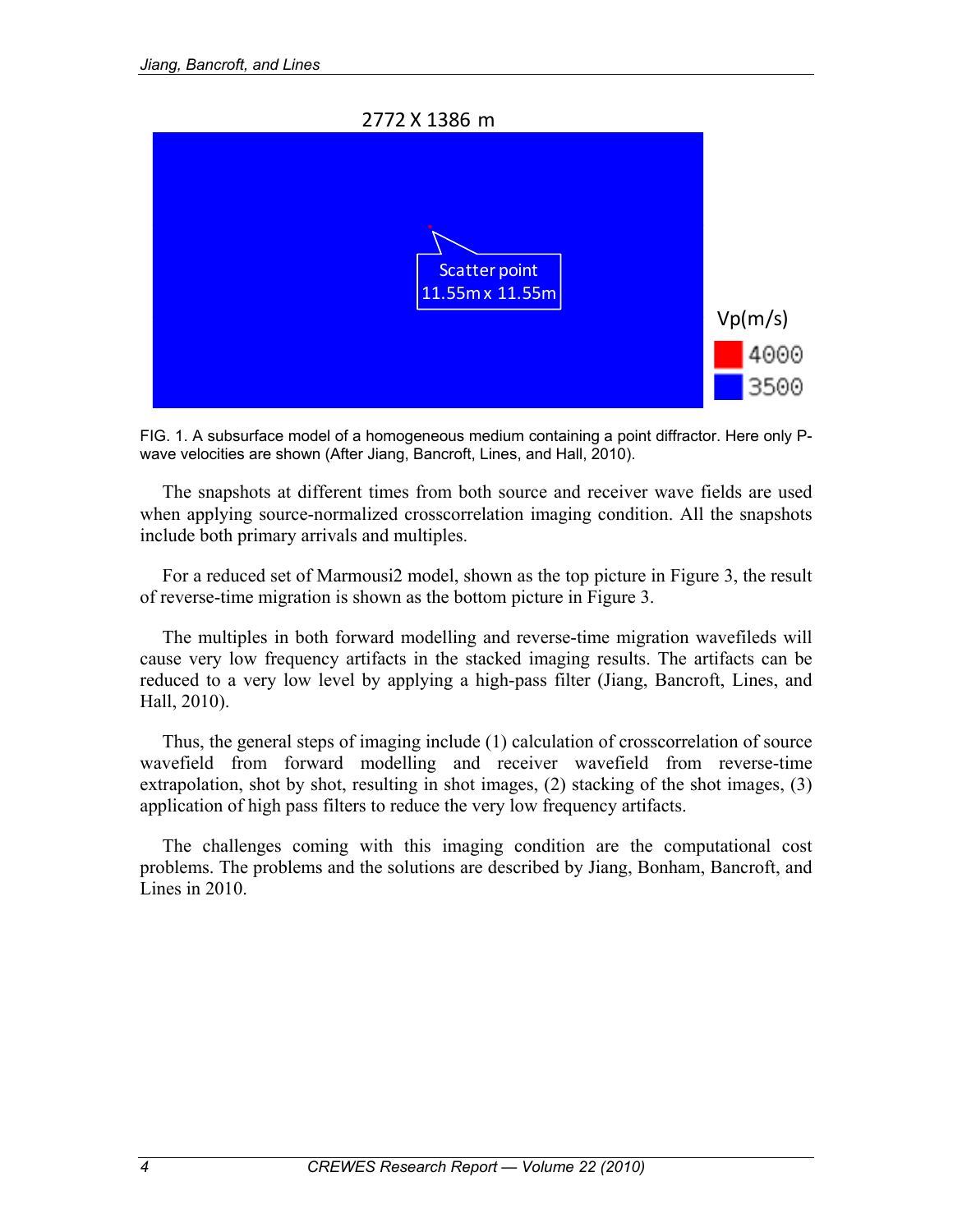FIG. 1. A subsurface model of a homogeneous medium containing a point diffractor. Here only P-wave velocities are shown (After Jiang, Bancroft, Lines, and Hall, 2010).

The snapshots at different times from both source and receiver wave fields are used when applying source-normalized crosscorrelation imaging condition. All the snapshots include both primary arrivals and multiples.

For a reduced set of Marmousi2 model, shown as the top picture in Figure 3, the result of reverse-time migration is shown as the bottom picture in Figure 3.

The multiples in both forward modelling and reverse-time migration wavefileds will cause very low frequency artifacts in the stacked imaging results. The artifacts can be reduced to a very low level by applying a high-pass filter (Jiang, Bancroft, Lines, and Hall, 2010).

Thus, the general steps of imaging include (1) calculation of crosscorrelation of source wavefield from forward modelling and receiver wavefield from reverse-time extrapolation, shot by shot, resulting in shot images, (2) stacking of the shot images, (3) application of high pass filters to reduce the very low frequency artifacts.

The challenges coming with this imaging condition are the computational cost problems. The problems and the solutions are described by Jiang, Bonham, Bancroft, and Lines in 2010.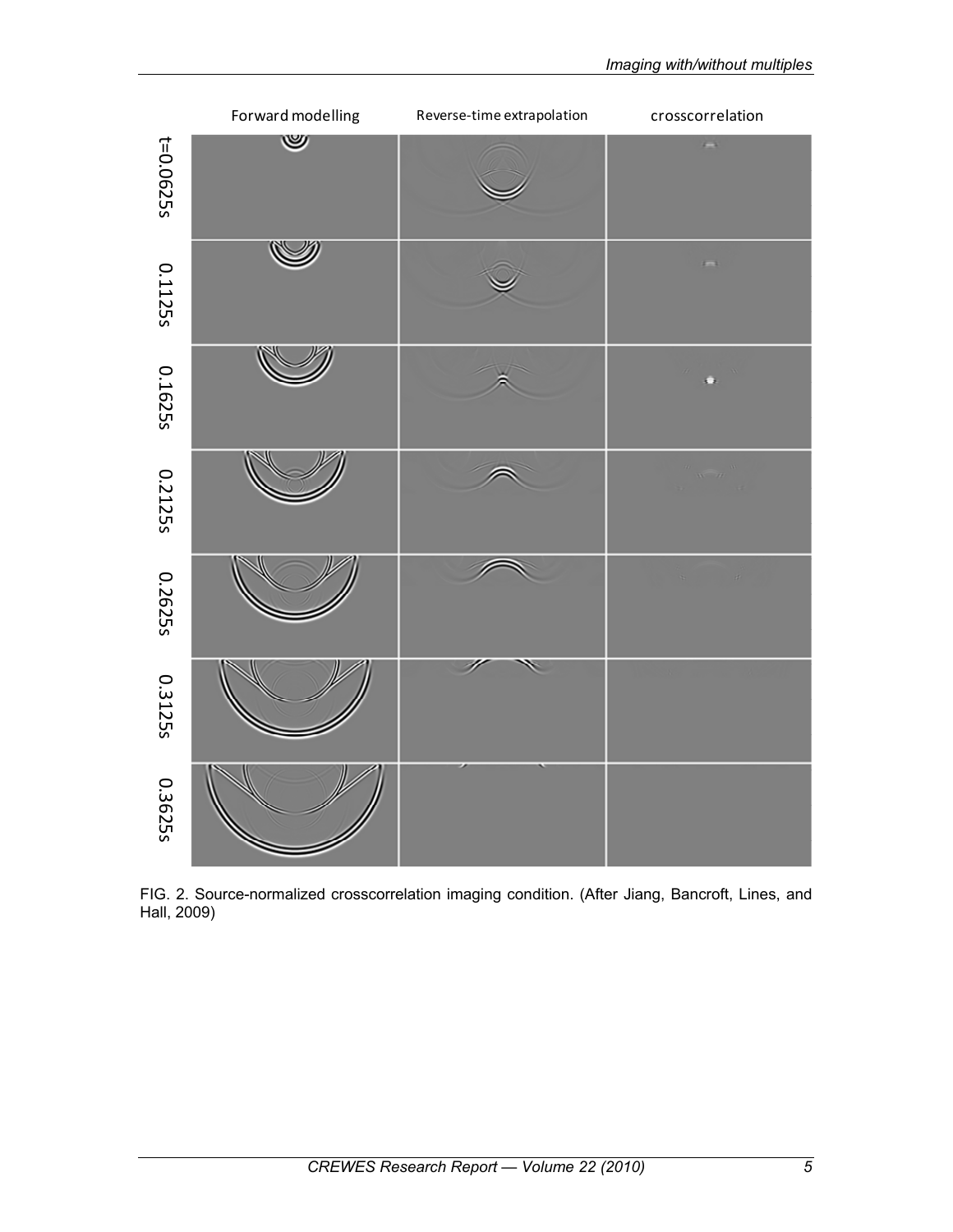FIG. 2. Source-normalized crosscorrelation imaging condition. (After Jiang, Bancroft, Lines, and Hall, 2009)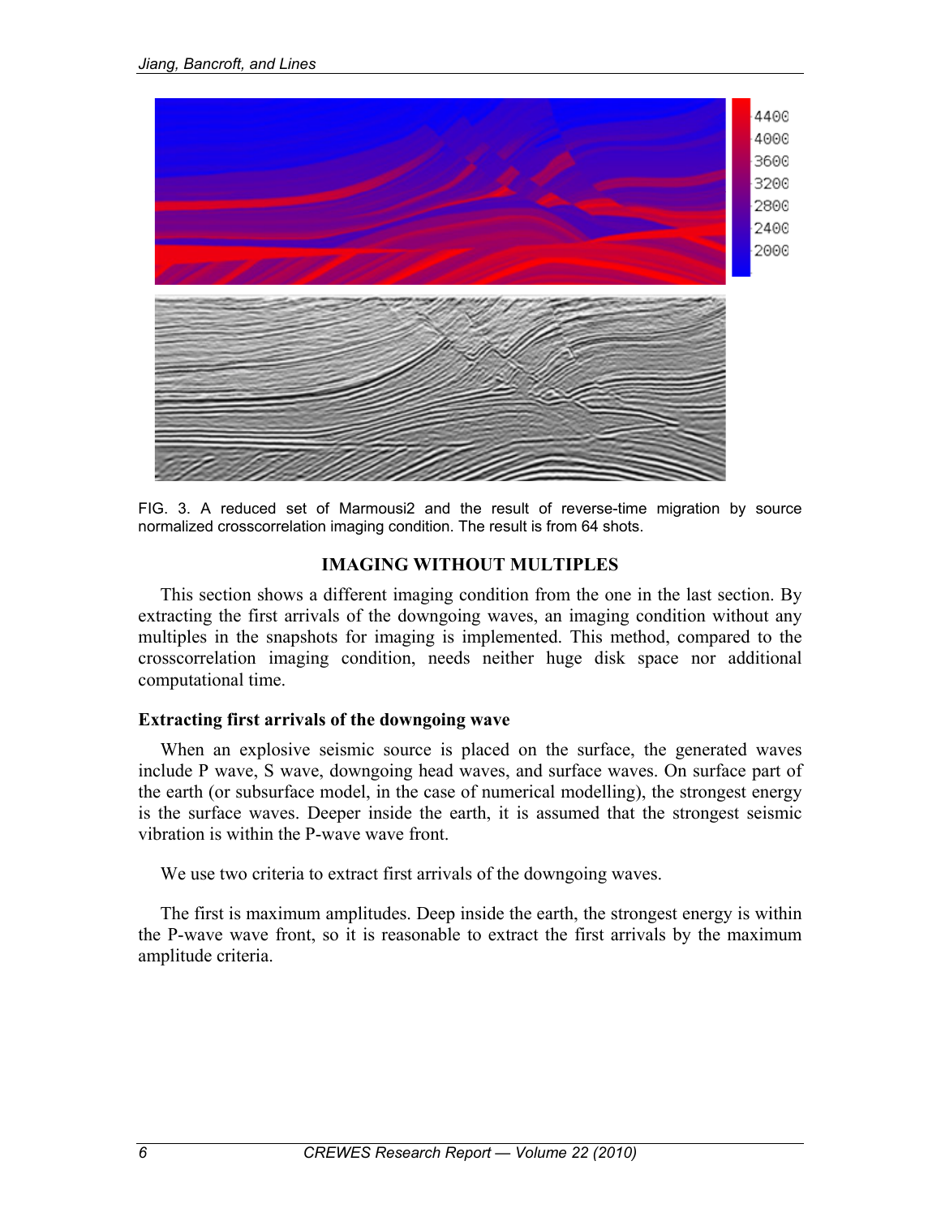FIG. 3. A reduced set of Marmousi2 and the result of reverse-time migration by source normalized crosscorrelation imaging condition. The result is from 64 shots.

## IMAGING WITHOUT MULTIPLES

This section shows a different imaging condition from the one in the last section. By extracting the first arrivals of the downgoing waves, an imaging condition without any multiples in the snapshots for imaging is implemented. This method, compared to the crosscorrelation imaging condition, needs neither huge disk space nor additional computational time.

### Extracting first arrivals of the downgoing wave

When an explosive seismic source is placed on the surface, the generated waves include P wave, S wave, downgoing head waves, and surface waves. On surface part of the earth (or subsurface model, in the case of numerical modelling), the strongest energy is the surface waves. Deeper inside the earth, it is assumed that the strongest seismic vibration is within the P-wave wave front.

We use two criteria to extract first arrivals of the downgoing waves.

The first is maximum amplitudes. Deep inside the earth, the strongest energy is within the P-wave wave front, so it is reasonable to extract the first arrivals by the maximum amplitude criteria.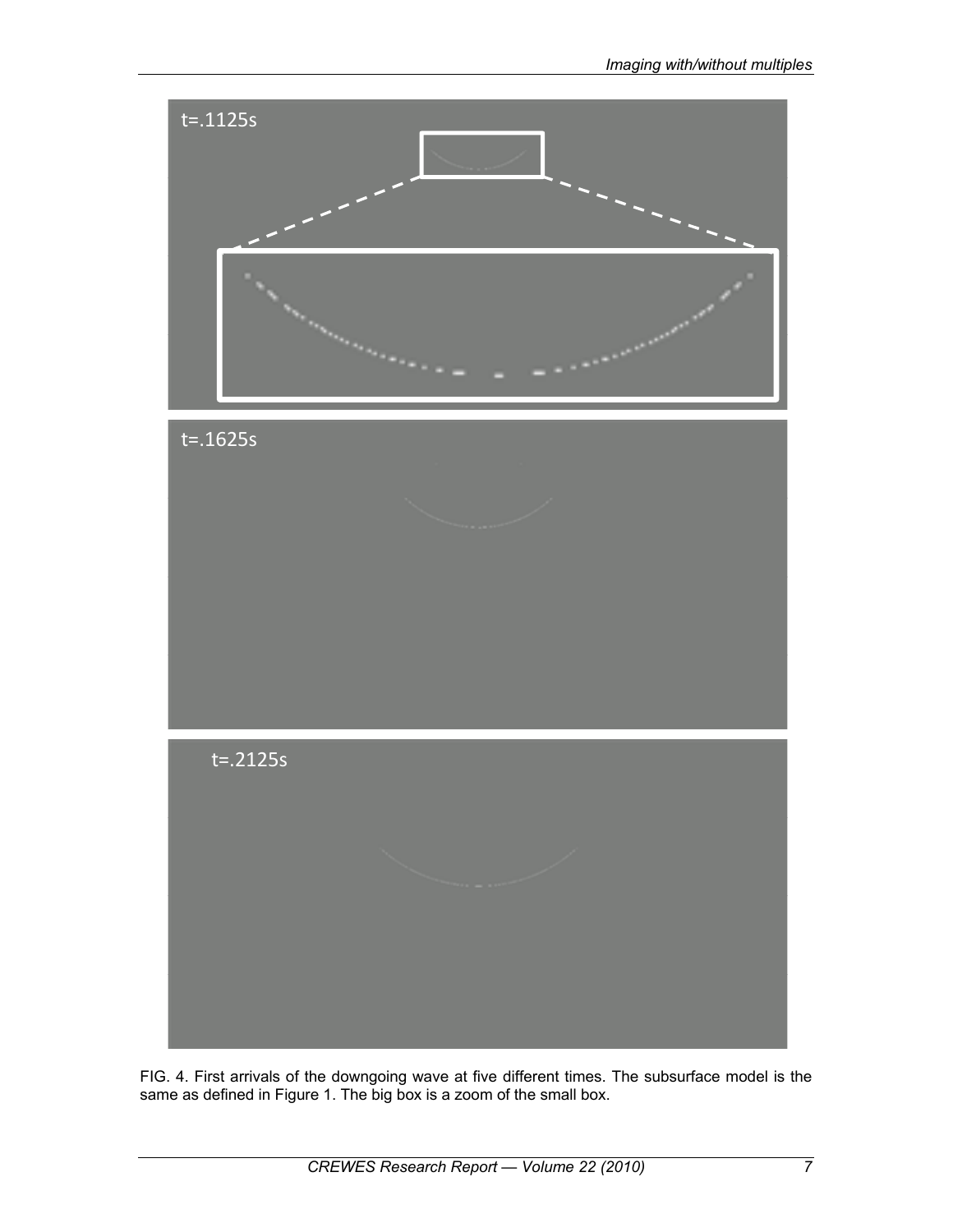FIG. 4. First arrivals of the downgoing wave at five different times. The subsurface model is the same as defined in Figure 1. The big box is a zoom of the small box.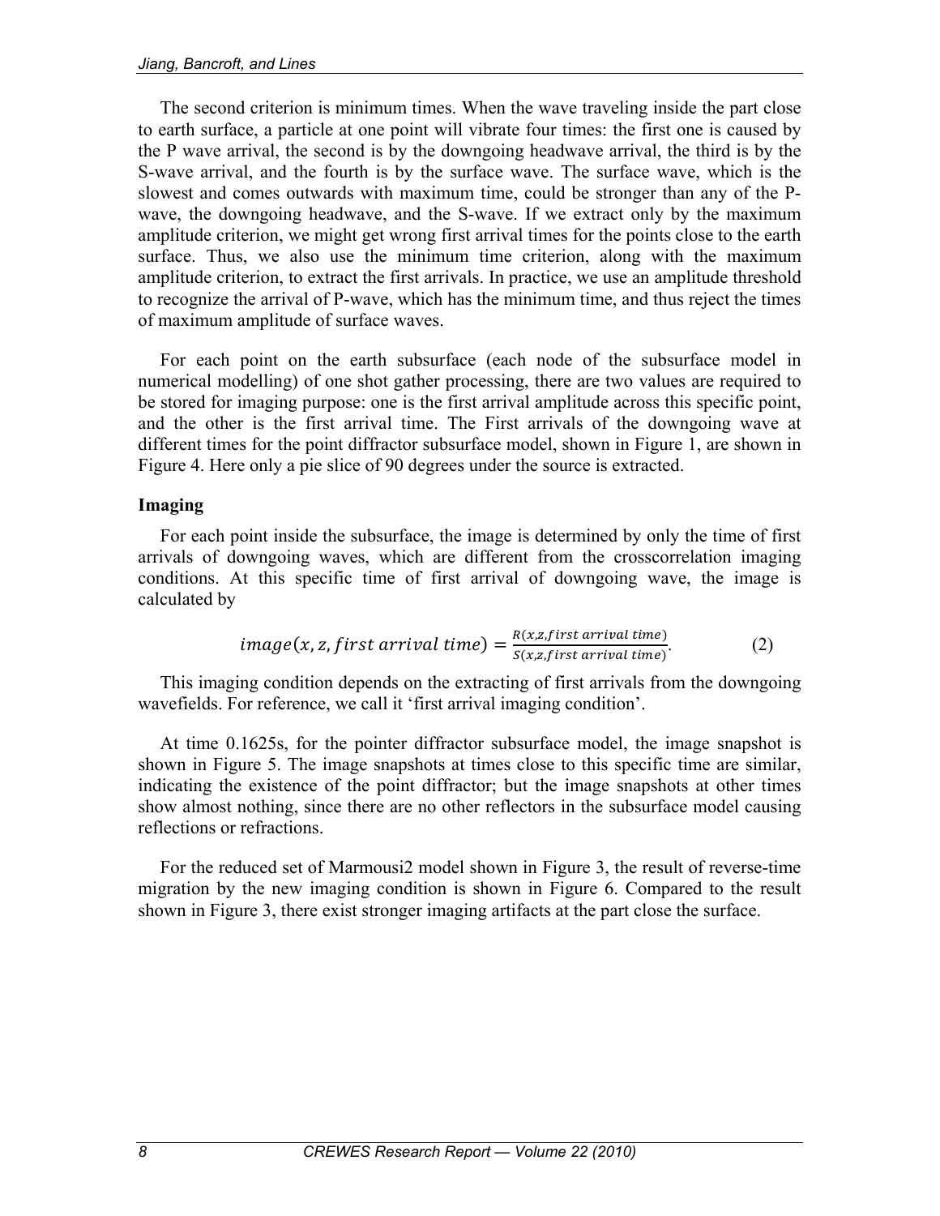The second criterion is minimum times. When the wave traveling inside the part close to earth surface, a particle at one point will vibrate four times: the first one is caused by the P wave arrival, the second is by the downgoing headwave arrival, the third is by the S-wave arrival, and the fourth is by the surface wave. The surface wave, which is the slowest and comes outwards with maximum time, could be stronger than any of the P-wave, the downgoing headwave, and the S-wave. If we extract only by the maximum amplitude criterion, we might get wrong first arrival times for the points close to the earth surface. Thus, we also use the minimum time criterion, along with the maximum amplitude criterion, to extract the first arrivals. In practice, we use an amplitude threshold to recognize the arrival of P-wave, which has the minimum time, and thus reject the times of maximum amplitude of surface waves.

For each point on the earth subsurface (each node of the subsurface model in numerical modelling) of one shot gather processing, there are two values are required to be stored for imaging purpose: one is the first arrival amplitude across this specific point, and the other is the first arrival time. The First arrivals of the downgoing wave at different times for the point diffractor subsurface model, shown in Figure 1, are shown in Figure 4. Here only a pie slice of 90 degrees under the source is extracted.

## Imaging

For each point inside the subsurface, the image is determined by only the time of first arrivals of downgoing waves, which are different from the crosscorrelation imaging conditions. At this specific time of first arrival of downgoing wave, the image is calculated by

$$image(x, z, first\ arrival\ time) = \frac{R(x,z,first\ arrival\ time)}{S(x,z,first\ arrival\ time)}. \qquad (2)$$

This imaging condition depends on the extracting of first arrivals from the downgoing wavefields. For reference, we call it 'first arrival imaging condition'.

At time 0.1625s, for the pointer diffractor subsurface model, the image snapshot is shown in Figure 5. The image snapshots at times close to this specific time are similar, indicating the existence of the point diffractor; but the image snapshots at other times show almost nothing, since there are no other reflectors in the subsurface model causing reflections or refractions.

For the reduced set of Marmousi2 model shown in Figure 3, the result of reverse-time migration by the new imaging condition is shown in Figure 6. Compared to the result shown in Figure 3, there exist stronger imaging artifacts at the part close the surface.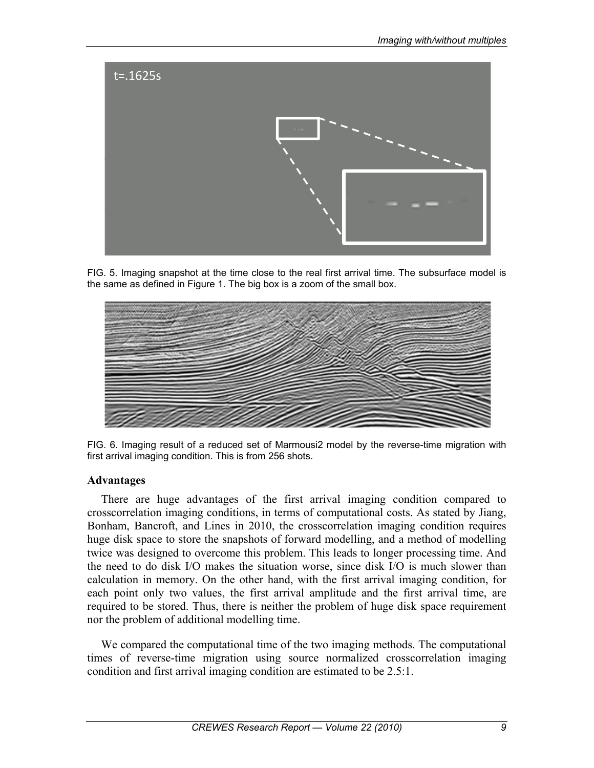FIG. 5. Imaging snapshot at the time close to the real first arrival time. The subsurface model is the same as defined in Figure 1. The big box is a zoom of the small box.

FIG. 6. Imaging result of a reduced set of Marmousi2 model by the reverse-time migration with first arrival imaging condition. This is from 256 shots.

### Advantages

There are huge advantages of the first arrival imaging condition compared to crosscorrelation imaging conditions, in terms of computational costs. As stated by Jiang, Bonham, Bancroft, and Lines in 2010, the crosscorrelation imaging condition requires huge disk space to store the snapshots of forward modelling, and a method of modelling twice was designed to overcome this problem. This leads to longer processing time. And the need to do disk I/O makes the situation worse, since disk I/O is much slower than calculation in memory. On the other hand, with the first arrival imaging condition, for each point only two values, the first arrival amplitude and the first arrival time, are required to be stored. Thus, there is neither the problem of huge disk space requirement nor the problem of additional modelling time.

We compared the computational time of the two imaging methods. The computational times of reverse-time migration using source normalized crosscorrelation imaging condition and first arrival imaging condition are estimated to be 2.5:1.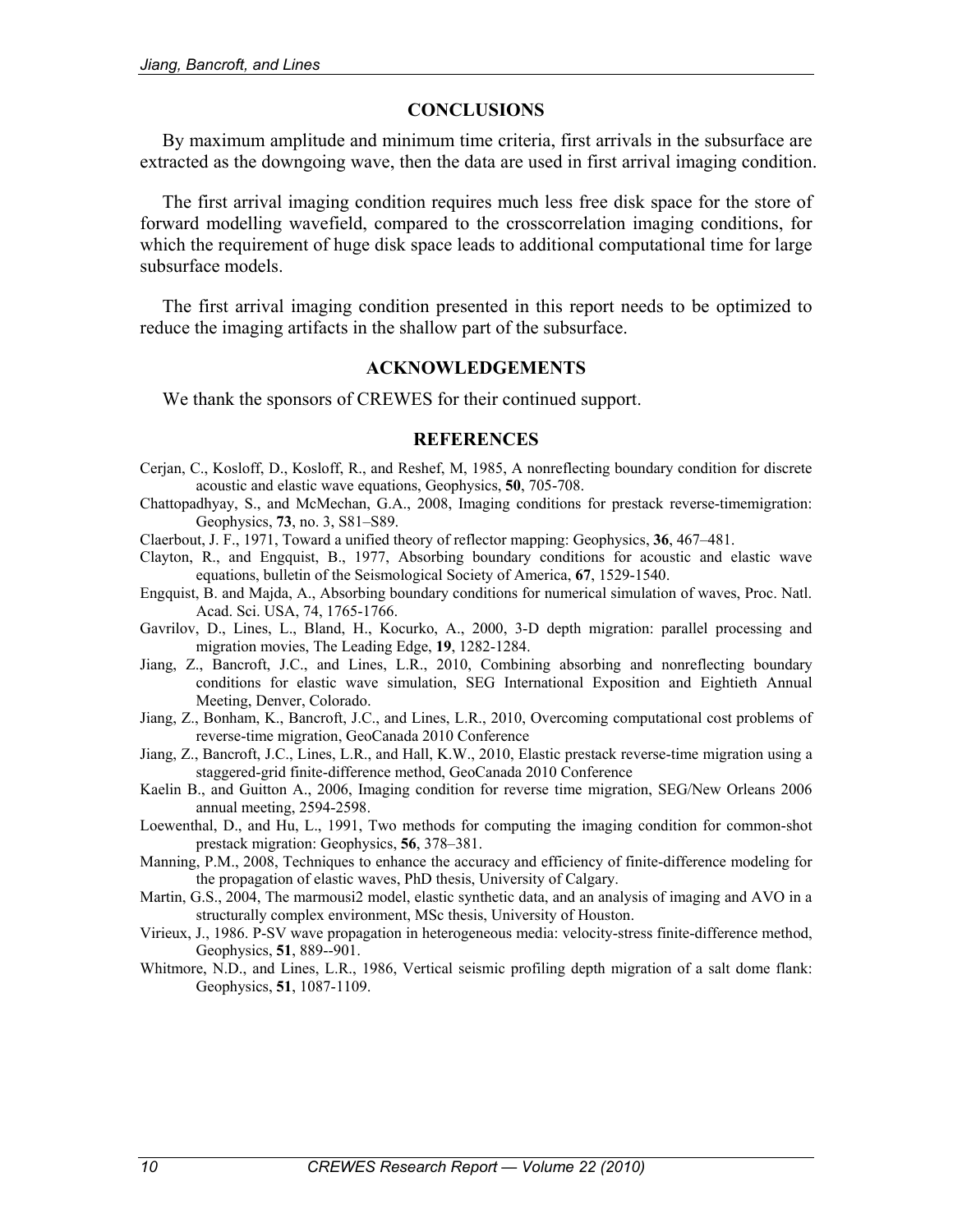## CONCLUSIONS

By maximum amplitude and minimum time criteria, first arrivals in the subsurface are extracted as the downgoing wave, then the data are used in first arrival imaging condition.

The first arrival imaging condition requires much less free disk space for the store of forward modelling wavefield, compared to the crosscorrelation imaging conditions, for which the requirement of huge disk space leads to additional computational time for large subsurface models.

The first arrival imaging condition presented in this report needs to be optimized to reduce the imaging artifacts in the shallow part of the subsurface.

## ACKNOWLEDGEMENTS

We thank the sponsors of CREWES for their continued support.

## REFERENCES

Cerjan, C., Kosloff, D., Kosloff, R., and Reshef, M, 1985, A nonreflecting boundary condition for discrete acoustic and elastic wave equations, Geophysics, **50**, 705-708.

Chattopadhyay, S., and McMechan, G.A., 2008, Imaging conditions for prestack reverse-timemigration: Geophysics, **73**, no. 3, S81–S89.

Claerbout, J. F., 1971, Toward a unified theory of reflector mapping: Geophysics, **36**, 467–481.

Clayton, R., and Engquist, B., 1977, Absorbing boundary conditions for acoustic and elastic wave equations, bulletin of the Seismological Society of America, **67**, 1529-1540.

Engquist, B. and Majda, A., Absorbing boundary conditions for numerical simulation of waves, Proc. Natl. Acad. Sci. USA, 74, 1765-1766.

Gavrilov, D., Lines, L., Bland, H., Kocurko, A., 2000, 3-D depth migration: parallel processing and migration movies, The Leading Edge, **19**, 1282-1284.

Jiang, Z., Bancroft, J.C., and Lines, L.R., 2010, Combining absorbing and nonreflecting boundary conditions for elastic wave simulation, SEG International Exposition and Eightieth Annual Meeting, Denver, Colorado.

Jiang, Z., Bonham, K., Bancroft, J.C., and Lines, L.R., 2010, Overcoming computational cost problems of reverse-time migration, GeoCanada 2010 Conference

Jiang, Z., Bancroft, J.C., Lines, L.R., and Hall, K.W., 2010, Elastic prestack reverse-time migration using a staggered-grid finite-difference method, GeoCanada 2010 Conference

Kaelin B., and Guitton A., 2006, Imaging condition for reverse time migration, SEG/New Orleans 2006 annual meeting, 2594-2598.

Loewenthal, D., and Hu, L., 1991, Two methods for computing the imaging condition for common-shot prestack migration: Geophysics, **56**, 378–381.

Manning, P.M., 2008, Techniques to enhance the accuracy and efficiency of finite-difference modeling for the propagation of elastic waves, PhD thesis, University of Calgary.

Martin, G.S., 2004, The marmousi2 model, elastic synthetic data, and an analysis of imaging and AVO in a structurally complex environment, MSc thesis, University of Houston.

Virieux, J., 1986. P-SV wave propagation in heterogeneous media: velocity-stress finite-difference method, Geophysics, **51**, 889--901.

Whitmore, N.D., and Lines, L.R., 1986, Vertical seismic profiling depth migration of a salt dome flank: Geophysics, **51**, 1087-1109.